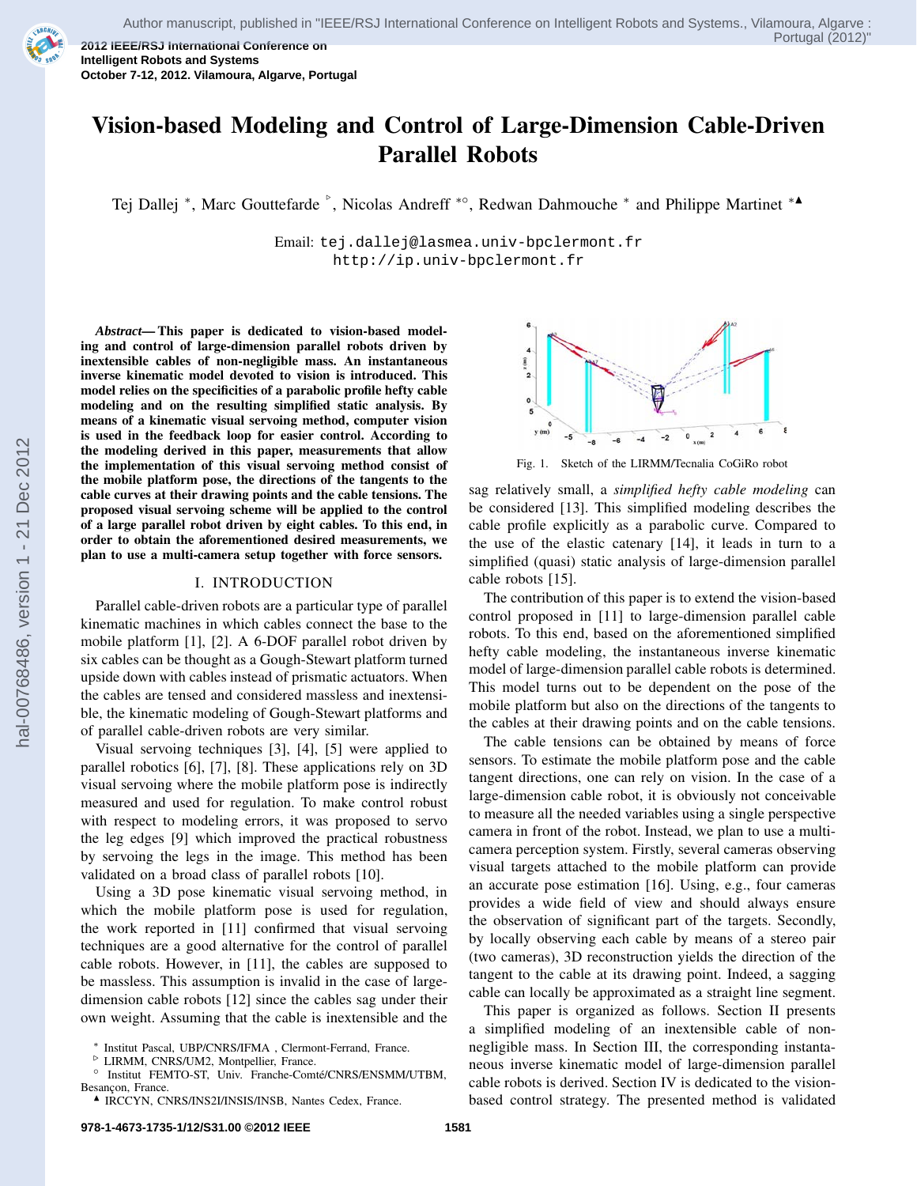# Vision-based Modeling and Control of Large-Dimension Cable-Driven Parallel Robots

Tej Dallej *, Marc Gouttefarde ▷, Nicolas Andreff *○, Redwan Dahmouche * and Philippe Martinet *▲

Email: tej.dallej@lasmea.univ-bpclermont.fr
http://ip.univ-bpclermont.fr

***Abstract*— This paper is dedicated to vision-based modeling and control of large-dimension parallel robots driven by inextensible cables of non-negligible mass. An instantaneous inverse kinematic model devoted to vision is introduced. This model relies on the specificities of a parabolic profile hefty cable modeling and on the resulting simplified static analysis. By means of a kinematic visual servoing method, computer vision is used in the feedback loop for easier control. According to the modeling derived in this paper, measurements that allow the implementation of this visual servoing method consist of the mobile platform pose, the directions of the tangents to the cable curves at their drawing points and the cable tensions. The proposed visual servoing scheme will be applied to the control of a large parallel robot driven by eight cables. To this end, in order to obtain the aforementioned desired measurements, we plan to use a multi-camera setup together with force sensors.**

## I. INTRODUCTION

Parallel cable-driven robots are a particular type of parallel kinematic machines in which cables connect the base to the mobile platform [1], [2]. A 6-DOF parallel robot driven by six cables can be thought as a Gough-Stewart platform turned upside down with cables instead of prismatic actuators. When the cables are tensed and considered massless and inextensible, the kinematic modeling of Gough-Stewart platforms and of parallel cable-driven robots are very similar.

Visual servoing techniques [3], [4], [5] were applied to parallel robotics [6], [7], [8]. These applications rely on 3D visual servoing where the mobile platform pose is indirectly measured and used for regulation. To make control robust with respect to modeling errors, it was proposed to servo the leg edges [9] which improved the practical robustness by servoing the legs in the image. This method has been validated on a broad class of parallel robots [10].

Using a 3D pose kinematic visual servoing method, in which the mobile platform pose is used for regulation, the work reported in [11] confirmed that visual servoing techniques are a good alternative for the control of parallel cable robots. However, in [11], the cables are supposed to be massless. This assumption is invalid in the case of large-dimension cable robots [12] since the cables sag under their own weight. Assuming that the cable is inextensible and the sag relatively small, a *simplified hefty cable modeling* can be considered [13]. This simplified modeling describes the cable profile explicitly as a parabolic curve. Compared to the use of the elastic catenary [14], it leads in turn to a simplified (quasi) static analysis of large-dimension parallel cable robots [15].

Fig. 1. Sketch of the LIRMM/Tecnalia CoGiRo robot

The contribution of this paper is to extend the vision-based control proposed in [11] to large-dimension parallel cable robots. To this end, based on the aforementioned simplified hefty cable modeling, the instantaneous inverse kinematic model of large-dimension parallel cable robots is determined. This model turns out to be dependent on the pose of the mobile platform but also on the directions of the tangents to the cables at their drawing points and on the cable tensions.

The cable tensions can be obtained by means of force sensors. To estimate the mobile platform pose and the cable tangent directions, one can rely on vision. In the case of a large-dimension cable robot, it is obviously not conceivable to measure all the needed variables using a single perspective camera in front of the robot. Instead, we plan to use a multi-camera perception system. Firstly, several cameras observing visual targets attached to the mobile platform can provide an accurate pose estimation [16]. Using, e.g., four cameras provides a wide field of view and should always ensure the observation of significant part of the targets. Secondly, by locally observing each cable by means of a stereo pair (two cameras), 3D reconstruction yields the direction of the tangent to the cable at its drawing point. Indeed, a sagging cable can locally be approximated as a straight line segment.

This paper is organized as follows. Section II presents a simplified modeling of an inextensible cable of non-negligible mass. In Section III, the corresponding instantaneous inverse kinematic model of large-dimension parallel cable robots is derived. Section IV is dedicated to the vision-based control strategy. The presented method is validated

\* Institut Pascal, UBP/CNRS/IFMA , Clermont-Ferrand, France.
▷ LIRMM, CNRS/UM2, Montpellier, France.
○ Institut FEMTO-ST, Univ. Franche-Comté/CNRS/ENSMM/UTBM, Besançon, France.
▲ IRCCYN, CNRS/INS2I/INSIS/INSB, Nantes Cedex, France.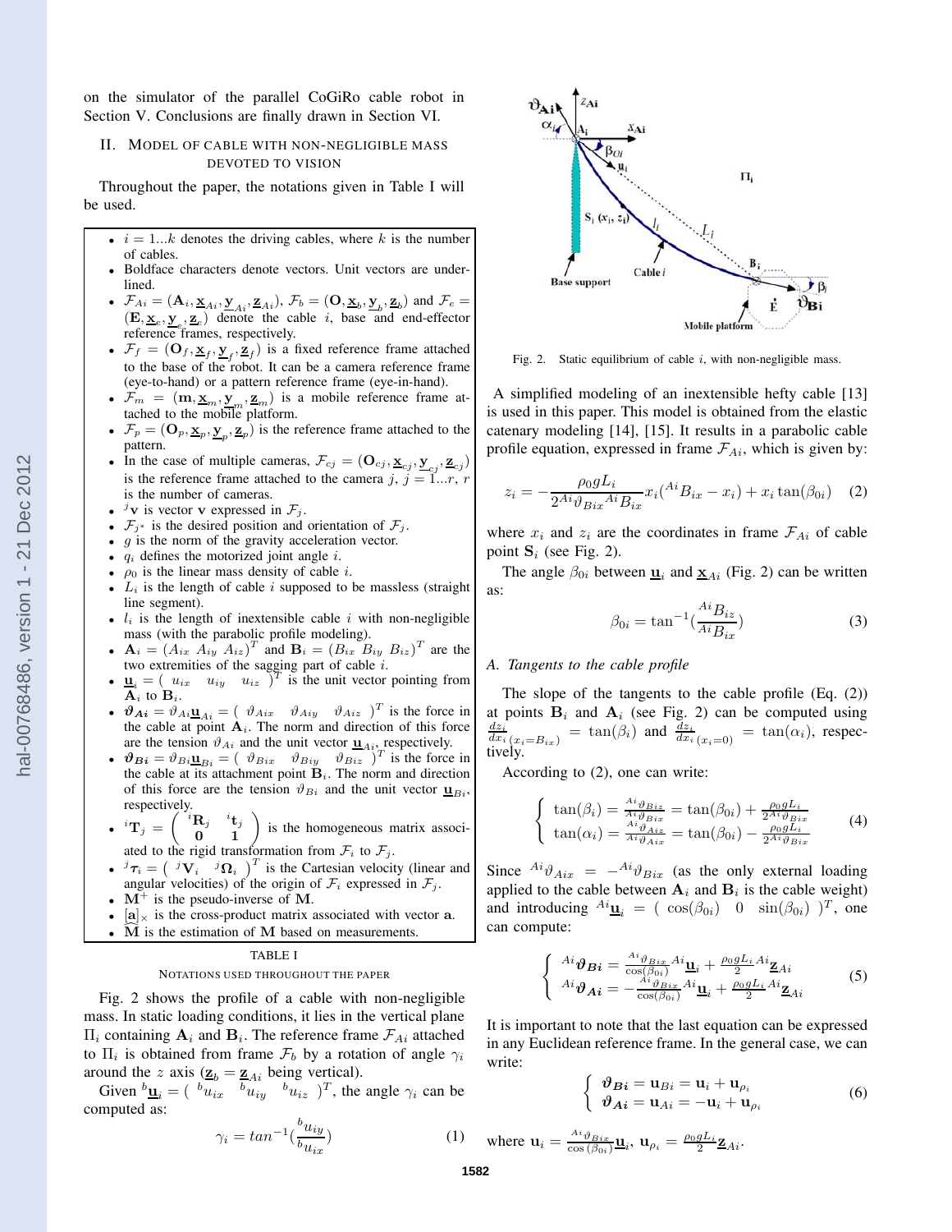on the simulator of the parallel CoGiRo cable robot in Section V. Conclusions are finally drawn in Section VI.

## II. Model of cable with non-negligible mass devoted to vision

Throughout the paper, the notations given in Table I will be used.

- $i = 1...k$ denotes the driving cables, where $k$ is the number of cables.
- Boldface characters denote vectors. Unit vectors are underlined.
- $\mathcal{F}_{Ai} = (\mathbf{A}_i, \underline{\mathbf{x}}_{Ai}, \underline{\mathbf{y}}_{Ai}, \underline{\mathbf{z}}_{Ai})$, $\mathcal{F}_b = (\mathbf{O}, \underline{\mathbf{x}}_b, \underline{\mathbf{y}}_b, \underline{\mathbf{z}}_b)$ and $\mathcal{F}_e = (\mathbf{E}, \underline{\mathbf{x}}_e, \underline{\mathbf{y}}_e, \underline{\mathbf{z}}_e)$ denote the cable $i$, base and end-effector reference frames, respectively.
- $\mathcal{F}_f = (\mathbf{O}_f, \underline{\mathbf{x}}_f, \underline{\mathbf{y}}_f, \underline{\mathbf{z}}_f)$ is a fixed reference frame attached to the base of the robot. It can be a camera reference frame (eye-to-hand) or a pattern reference frame (eye-in-hand).
- $\mathcal{F}_m = (\mathbf{m}, \underline{\mathbf{x}}_m, \underline{\mathbf{y}}_m, \underline{\mathbf{z}}_m)$ is a mobile reference frame attached to the mobile platform.
- $\mathcal{F}_p = (\mathbf{O}_p, \underline{\mathbf{x}}_p, \underline{\mathbf{y}}_p, \underline{\mathbf{z}}_p)$ is the reference frame attached to the pattern.
- In the case of multiple cameras, $\mathcal{F}_{cj} = (\mathbf{O}_{cj}, \underline{\mathbf{x}}_{cj}, \underline{\mathbf{y}}_{cj}, \underline{\mathbf{z}}_{cj})$ is the reference frame attached to the camera $j$, $j = 1...r$, $r$ is the number of cameras.
- ${}^{j}\mathbf{v}$ is vector $\mathbf{v}$ expressed in $\mathcal{F}_j$.
- $\mathcal{F}_{j^*}$ is the desired position and orientation of $\mathcal{F}_j$.
- $g$ is the norm of the gravity acceleration vector.
- $q_i$ defines the motorized joint angle $i$.
- $\rho_0$ is the linear mass density of cable $i$.
- $L_i$ is the length of cable $i$ supposed to be massless (straight line segment).
- $l_i$ is the length of inextensible cable $i$ with non-negligible mass (with the parabolic profile modeling).
- $\mathbf{A}_i = (A_{ix}\ A_{iy}\ A_{iz})^T$ and $\mathbf{B}_i = (B_{ix}\ B_{iy}\ B_{iz})^T$ are the two extremities of the sagging part of cable $i$.
- $\underline{\mathbf{u}}_i = (\ u_{ix} \quad u_{iy} \quad u_{iz}\ )^T$ is the unit vector pointing from $\mathbf{A}_i$ to $\mathbf{B}_i$.
- $\boldsymbol{\vartheta}_{\boldsymbol{Ai}} = \vartheta_{Ai}\underline{\mathbf{u}}_{Ai} = (\ \vartheta_{Aix} \quad \vartheta_{Aiy} \quad \vartheta_{Aiz}\ )^T$ is the force in the cable at point $\mathbf{A}_i$. The norm and direction of this force are the tension $\vartheta_{Ai}$ and the unit vector $\underline{\mathbf{u}}_{Ai}$, respectively.
- $\boldsymbol{\vartheta}_{\boldsymbol{Bi}} = \vartheta_{Bi}\underline{\mathbf{u}}_{Bi} = (\ \vartheta_{Bix} \quad \vartheta_{Biy} \quad \vartheta_{Biz}\ )^T$ is the force in the cable at its attachment point $\mathbf{B}_i$. The norm and direction of this force are the tension $\vartheta_{Bi}$ and the unit vector $\underline{\mathbf{u}}_{Bi}$, respectively.
- ${}^{i}\mathbf{T}_j = \begin{pmatrix} {}^{i}\mathbf{R}_j & {}^{i}\mathbf{t}_j \\ \mathbf{0} & \mathbf{1} \end{pmatrix}$ is the homogeneous matrix associated to the rigid transformation from $\mathcal{F}_i$ to $\mathcal{F}_j$.
- ${}^{j}\boldsymbol{\tau}_i = (\ {}^{j}\mathbf{V}_i \quad {}^{j}\boldsymbol{\Omega}_i\ )^T$ is the Cartesian velocity (linear and angular velocities) of the origin of $\mathcal{F}_i$ expressed in $\mathcal{F}_j$.
- $\mathbf{M}^+$ is the pseudo-inverse of $\mathbf{M}$.
- $[\mathbf{a}]_\times$ is the cross-product matrix associated with vector $\mathbf{a}$.
- $\widehat{\mathbf{M}}$ is the estimation of $\mathbf{M}$ based on measurements.

TABLE I

Notations used throughout the paper

Fig. 2 shows the profile of a cable with non-negligible mass. In static loading conditions, it lies in the vertical plane $\Pi_i$ containing $\mathbf{A}_i$ and $\mathbf{B}_i$. The reference frame $\mathcal{F}_{Ai}$ attached to $\Pi_i$ is obtained from frame $\mathcal{F}_b$ by a rotation of angle $\gamma_i$ around the $z$ axis ($\underline{\mathbf{z}}_b = \underline{\mathbf{z}}_{Ai}$ being vertical).

Given ${}^{b}\underline{\mathbf{u}}_i = (\ {}^{b}u_{ix} \quad {}^{b}u_{iy} \quad {}^{b}u_{iz}\ )^T$, the angle $\gamma_i$ can be computed as:

$$\gamma_i = tan^{-1}(\frac{{}^{b}u_{iy}}{{}^{b}u_{ix}}) \tag{1}$$

Fig. 2. Static equilibrium of cable $i$, with non-negligible mass.

A simplified modeling of an inextensible hefty cable [13] is used in this paper. This model is obtained from the elastic catenary modeling [14], [15]. It results in a parabolic cable profile equation, expressed in frame $\mathcal{F}_{Ai}$, which is given by:

$$z_i = -\frac{\rho_0 g L_i}{2^{Ai}\vartheta_{Bix}{}^{Ai}B_{ix}} x_i({}^{Ai}B_{ix} - x_i) + x_i \tan(\beta_{0i}) \tag{2}$$

where $x_i$ and $z_i$ are the coordinates in frame $\mathcal{F}_{Ai}$ of cable point $\mathbf{S}_i$ (see Fig. 2).

The angle $\beta_{0i}$ between $\underline{\mathbf{u}}_i$ and $\underline{\mathbf{x}}_{Ai}$ (Fig. 2) can be written as:

$$\beta_{0i} = \tan^{-1}(\frac{{}^{Ai}B_{iz}}{{}^{Ai}B_{ix}}) \tag{3}$$

### A. Tangents to the cable profile

The slope of the tangents to the cable profile (Eq. (2)) at points $\mathbf{B}_i$ and $\mathbf{A}_i$ (see Fig. 2) can be computed using $\frac{dz_i}{dx_i}_{(x_i=B_{ix})} = \tan(\beta_i)$ and $\frac{dz_i}{dx_i}_{(x_i=0)} = \tan(\alpha_i)$, respectively.

According to (2), one can write:

$$\left\{ \begin{array}{l} \tan(\beta_i) = \frac{{}^{Ai}\vartheta_{Biz}}{{}^{Ai}\vartheta_{Bix}} = \tan(\beta_{0i}) + \frac{\rho_0 g L_i}{2^{Ai}\vartheta_{Bix}} \\ \tan(\alpha_i) = \frac{{}^{Ai}\vartheta_{Aiz}}{{}^{Ai}\vartheta_{Aix}} = \tan(\beta_{0i}) - \frac{\rho_0 g L_i}{2^{Ai}\vartheta_{Bix}} \end{array} \right. \tag{4}$$

Since ${}^{Ai}\vartheta_{Aix} = -{}^{Ai}\vartheta_{Bix}$ (as the only external loading applied to the cable between $\mathbf{A}_i$ and $\mathbf{B}_i$ is the cable weight) and introducing ${}^{Ai}\underline{\mathbf{u}}_i = (\ \cos(\beta_{0i}) \quad 0 \quad \sin(\beta_{0i})\ )^T$, one can compute:

$$\left\{ \begin{array}{l} {}^{Ai}\boldsymbol{\vartheta}_{\boldsymbol{Bi}} = \frac{{}^{Ai}\vartheta_{Bix}}{\cos(\beta_{0i})}{}^{Ai}\underline{\mathbf{u}}_i + \frac{\rho_0 g L_i}{2}{}^{Ai}\underline{\mathbf{z}}_{Ai} \\ {}^{Ai}\boldsymbol{\vartheta}_{\boldsymbol{Ai}} = -\frac{{}^{Ai}\vartheta_{Bix}}{\cos(\beta_{0i})}{}^{Ai}\underline{\mathbf{u}}_i + \frac{\rho_0 g L_i}{2}{}^{Ai}\underline{\mathbf{z}}_{Ai} \end{array} \right. \tag{5}$$

It is important to note that the last equation can be expressed in any Euclidean reference frame. In the general case, we can write:

$$\left\{ \begin{array}{l} \boldsymbol{\vartheta}_{\boldsymbol{Bi}} = \mathbf{u}_{Bi} = \mathbf{u}_i + \mathbf{u}_{\rho_i} \\ \boldsymbol{\vartheta}_{\boldsymbol{Ai}} = \mathbf{u}_{Ai} = -\mathbf{u}_i + \mathbf{u}_{\rho_i} \end{array} \right. \tag{6}$$

where $\mathbf{u}_i = \frac{{}^{Ai}\vartheta_{Bix}}{\cos(\beta_{0i})}\underline{\mathbf{u}}_i$, $\mathbf{u}_{\rho_i} = \frac{\rho_0 g L_i}{2}\underline{\mathbf{z}}_{Ai}$.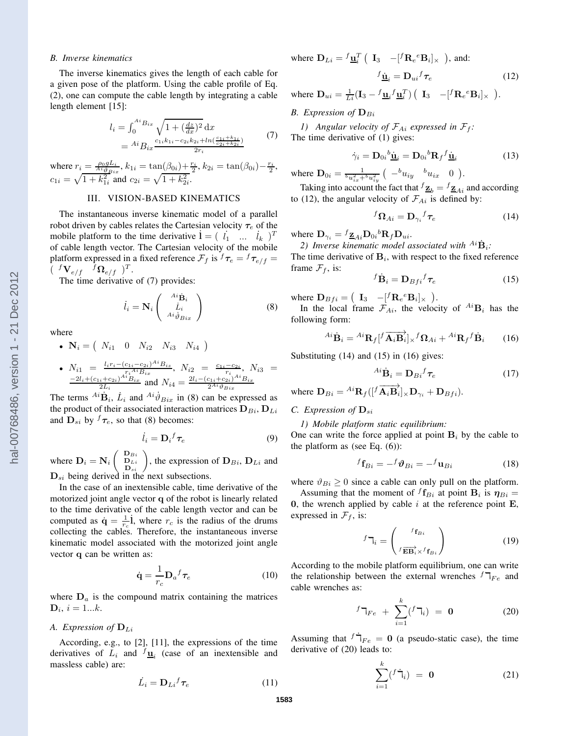### B. Inverse kinematics

The inverse kinematics gives the length of each cable for a given pose of the platform. Using the cable profile of Eq. (2), one can compute the cable length by integrating a cable length element [15]:

$$\begin{aligned} l_i &= \int_0^{{}^{Ai}B_{ix}} \sqrt{1+(\tfrac{dz}{dx})^2}\,\mathrm{d}x \\ &= {}^{Ai}B_{ix}\frac{c_{1i}k_{1i}-c_{2i}k_{2i}+ln(\frac{c_{1i}+k_{1i}}{c_{2i}+k_{2i}})}{2r_i} \end{aligned} \quad (7)$$

where $r_i = \frac{\rho_0 g L_i}{{}^{Ai}\vartheta_{Bix}}$, $k_{1i} = \tan(\beta_{0i})+\frac{r_i}{2}$, $k_{2i} = \tan(\beta_{0i})-\frac{r_i}{2}$, $c_{1i} = \sqrt{1+k_{1i}^2}$ and $c_{2i} = \sqrt{1+k_{2i}^2}$.

## III. VISION-BASED KINEMATICS

The instantaneous inverse kinematic model of a parallel robot driven by cables relates the Cartesian velocity $\boldsymbol{\tau}_e$ of the mobile platform to the time derivative $\dot{\mathbf{l}} = (\ \dot{l}_1 \ \ ... \ \ \dot{l}_k\ )^T$ of cable length vector. The Cartesian velocity of the mobile platform expressed in a fixed reference $\mathcal{F}_f$ is ${}^f\boldsymbol{\tau}_e = {}^f\boldsymbol{\tau}_{e/f} = (\ {}^f\mathbf{V}_{e/f} \ \ {}^f\boldsymbol{\Omega}_{e/f}\ )^T$.

The time derivative of (7) provides:

$$\dot{l}_i = \mathbf{N}_i \begin{pmatrix} {}^{Ai}\dot{\mathbf{B}}_i \\ \dot{L}_i \\ {}^{Ai}\dot{\vartheta}_{Bix} \end{pmatrix} \quad (8)$$

where

- $\mathbf{N}_i = (\ N_{i1} \quad 0 \quad N_{i2} \quad N_{i3} \quad N_{i4}\ )$
- $N_{i1} = \frac{l_i r_i - (c_{1i}-c_{2i})^{Ai}B_{iz}}{r_i{}^{Ai}B_{ix}}$, $N_{i2} = \frac{c_{1i}-c_{2i}}{r_i}$, $N_{i3} = \frac{-2l_i+(c_{1i}+c_{2i})^{Ai}B_{ix}}{2L_i}$ and $N_{i4} = \frac{2l_i-(c_{1i}+c_{2i})^{Ai}B_{ix}}{2^{Ai}\vartheta_{Bix}}$

The terms ${}^{Ai}\dot{\mathbf{B}}_i$, $\dot{L}_i$ and ${}^{Ai}\dot{\vartheta}_{Bix}$ in (8) can be expressed as the product of their associated interaction matrices $\mathbf{D}_{Bi}$, $\mathbf{D}_{Li}$ and $\mathbf{D}_{si}$ by ${}^f\boldsymbol{\tau}_e$, so that (8) becomes:

$$\dot{l}_i = \mathbf{D}_i{}^f\boldsymbol{\tau}_e \quad (9)$$

where $\mathbf{D}_i = \mathbf{N}_i \begin{pmatrix} \mathbf{D}_{Bi} \\ \mathbf{D}_{Li} \\ \mathbf{D}_{si} \end{pmatrix}$, the expression of $\mathbf{D}_{Bi}$, $\mathbf{D}_{Li}$ and $\mathbf{D}_{si}$ being derived in the next subsections.

In the case of an inextensible cable, time derivative of the motorized joint angle vector $\mathbf{q}$ of the robot is linearly related to the time derivative of the cable length vector and can be computed as $\dot{\mathbf{q}} = \frac{1}{r_c}\dot{\mathbf{l}}$, where $r_c$ is the radius of the drums collecting the cables. Therefore, the instantaneous inverse kinematic model associated with the motorized joint angle vector $\mathbf{q}$ can be written as:

$$\dot{\mathbf{q}} = \frac{1}{r_c}\mathbf{D}_a{}^f\boldsymbol{\tau}_e \quad (10)$$

where $\mathbf{D}_a$ is the compound matrix containing the matrices $\mathbf{D}_i$, $i = 1...k$.

### A. Expression of $\mathbf{D}_{Li}$

According, e.g., to [2], [11], the expressions of the time derivatives of $L_i$ and ${}^f\underline{\mathbf{u}}_i$ (case of an inextensible and massless cable) are:

$$\dot{L}_i = \mathbf{D}_{Li}{}^f\boldsymbol{\tau}_e \quad (11)$$

where $\mathbf{D}_{Li} = {}^f\underline{\mathbf{u}}_i^T\ (\ \mathbf{I}_3 \quad -[{}^f\mathbf{R}_e{}^e\mathbf{B}_i]_\times\ )$, and:

$${}^f\dot{\underline{\mathbf{u}}}_i = \mathbf{D}_{ui}{}^f\boldsymbol{\tau}_e \quad (12)$$

where $\mathbf{D}_{ui} = \frac{1}{L_i}(\mathbf{I}_3 - {}^f\underline{\mathbf{u}}_i{}^f\underline{\mathbf{u}}_i^T)\ (\ \mathbf{I}_3 \quad -[{}^f\mathbf{R}_e{}^e\mathbf{B}_i]_\times\ )$.

### B. Expression of $\mathbf{D}_{Bi}$

*1) Angular velocity of $\mathcal{F}_{Ai}$ expressed in $\mathcal{F}_f$:* The time derivative of (1) gives:

$$\dot{\gamma}_i = \mathbf{D}_{0i}{}^b\dot{\underline{\mathbf{u}}}_i = \mathbf{D}_{0i}{}^b\mathbf{R}_f{}^f\dot{\underline{\mathbf{u}}}_i \quad (13)$$

where $\mathbf{D}_{0i} = \frac{1}{{}^bu_{ix}^2+{}^bu_{iy}^2}\ (\ -{}^bu_{iy} \quad {}^bu_{ix} \quad 0\ )$.

Taking into account the fact that ${}^f\underline{\mathbf{z}}_b = {}^f\underline{\mathbf{z}}_{Ai}$ and according to (12), the angular velocity of $\mathcal{F}_{Ai}$ is defined by:

$${}^f\boldsymbol{\Omega}_{Ai} = \mathbf{D}_{\gamma_i}{}^f\boldsymbol{\tau}_e \quad (14)$$

where $\mathbf{D}_{\gamma_i} = {}^f\underline{\mathbf{z}}_{Ai}\mathbf{D}_{0i}{}^b\mathbf{R}_f\mathbf{D}_{ui}$.

*2) Inverse kinematic model associated with ${}^{Ai}\dot{\mathbf{B}}_i$:* The time derivative of $\mathbf{B}_i$, with respect to the fixed reference frame $\mathcal{F}_f$, is:

$${}^f\dot{\mathbf{B}}_i = \mathbf{D}_{Bfi}{}^f\boldsymbol{\tau}_e \quad (15)$$

where $\mathbf{D}_{Bfi} = (\ \mathbf{I}_3 \quad -[{}^f\mathbf{R}_e{}^e\mathbf{B}_i]_\times\ )$.

In the local frame $\mathcal{F}_{Ai}$, the velocity of ${}^{Ai}\mathbf{B}_i$ has the following form:

$${}^{Ai}\dot{\mathbf{B}}_i = {}^{Ai}\mathbf{R}_f[{}^f\overrightarrow{\mathbf{A}_i\mathbf{B}_i}]_\times{}^f\boldsymbol{\Omega}_{Ai} + {}^{Ai}\mathbf{R}_f{}^f\dot{\mathbf{B}}_i \quad (16)$$

Substituting (14) and (15) in (16) gives:

$${}^{Ai}\dot{\mathbf{B}}_i = \mathbf{D}_{Bi}{}^f\boldsymbol{\tau}_e \quad (17)$$

where $\mathbf{D}_{Bi} = {}^{Ai}\mathbf{R}_f([{}^f\overrightarrow{\mathbf{A}_i\mathbf{B}_i}]_\times\mathbf{D}_{\gamma_i} + \mathbf{D}_{Bfi})$.

### C. Expression of $\mathbf{D}_{si}$

*1) Mobile platform static equilibrium:* One can write the force applied at point $\mathbf{B}_i$ by the cable to the platform as (see Eq. (6)):

$${}^f\mathbf{f}_{Bi} = -{}^f\boldsymbol{\vartheta}_{Bi} = -{}^f\mathbf{u}_{Bi} \quad (18)$$

where $\vartheta_{Bi} \geq 0$ since a cable can only pull on the platform.

Assuming that the moment of ${}^f\mathbf{f}_{Bi}$ at point $\mathbf{B}_i$ is $\boldsymbol{\eta}_{Bi} = \mathbf{0}$, the wrench applied by cable $i$ at the reference point $\mathbf{E}$, expressed in $\mathcal{F}_f$, is:

$${}^f\daleth_i = \begin{pmatrix} {}^f\mathbf{f}_{Bi} \\ {}^f\overrightarrow{\mathbf{EB}_i}\times{}^f\mathbf{f}_{Bi} \end{pmatrix} \quad (19)$$

According to the mobile platform equilibrium, one can write the relationship between the external wrenches ${}^f\daleth_{Fe}$ and cable wrenches as:

$${}^f\daleth_{Fe}\ +\ \sum_{i=1}^{k}({}^f\daleth_i)\ =\ \mathbf{0} \quad (20)$$

Assuming that ${}^f\dot{\daleth}_{Fe} = \mathbf{0}$ (a pseudo-static case), the time derivative of (20) leads to:

$$\sum_{i=1}^{k}({}^f\dot{\daleth}_i)\ =\ \mathbf{0} \quad (21)$$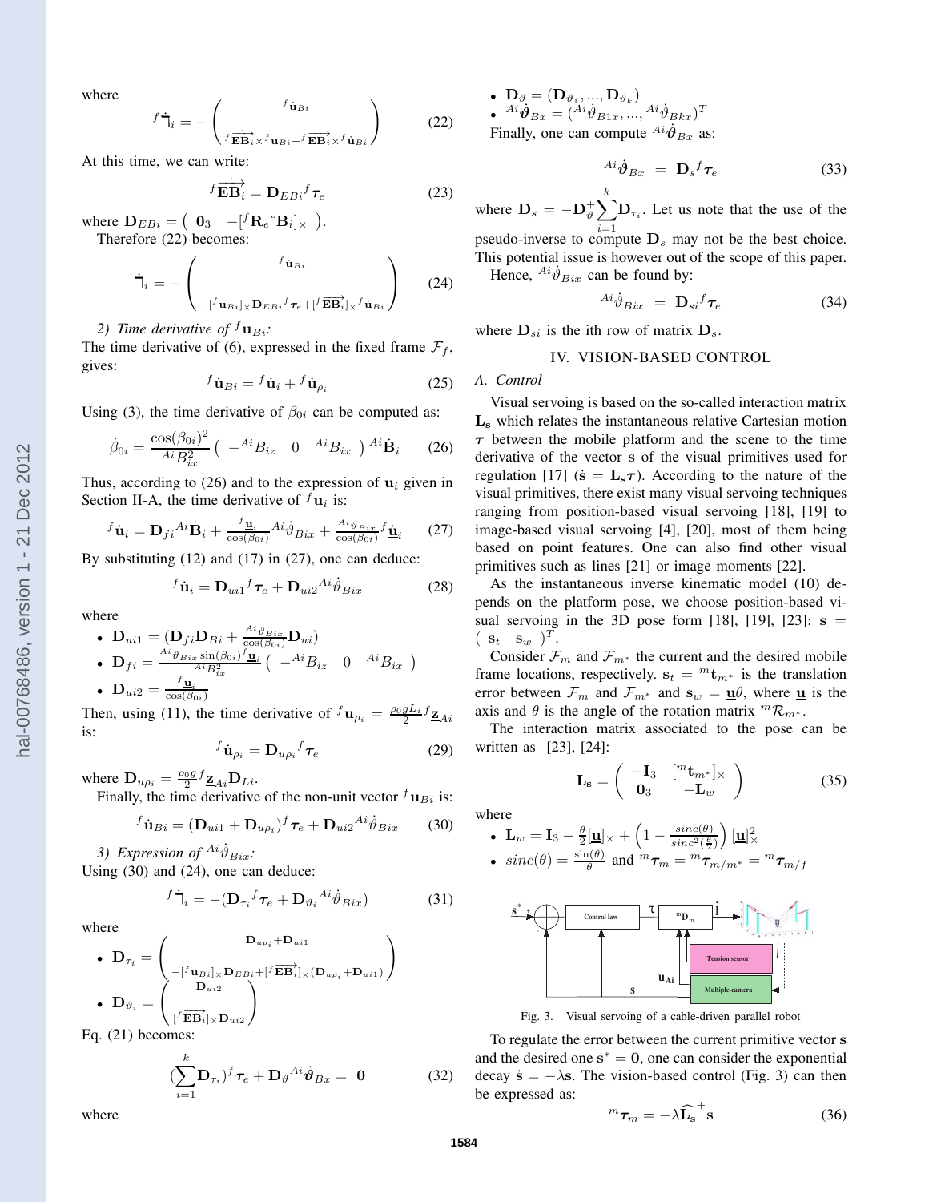where

$$
{}^f\dot{\urcorner}_i = -\begin{pmatrix} {}^f\dot{\mathbf{u}}_{Bi} \\ {}^f\dot{\overrightarrow{\mathbf{EB}_i}} \times {}^f\mathbf{u}_{Bi} + {}^f\overrightarrow{\mathbf{EB}_i} \times {}^f\dot{\mathbf{u}}_{Bi} \end{pmatrix} \tag{22}
$$

At this time, we can write:

$$
{}^f\dot{\overrightarrow{\mathbf{EB}_i}} = \mathbf{D}_{EBi}{}^f\boldsymbol{\tau}_e \tag{23}
$$

where $\mathbf{D}_{EBi} = \begin{pmatrix} \mathbf{0}_3 & -[{}^f\mathbf{R}_e{}^e\mathbf{B}_i]_\times \end{pmatrix}$.

Therefore (22) becomes:

$$
\dot{\urcorner}_i = -\begin{pmatrix} {}^f\dot{\mathbf{u}}_{Bi} \\ -[{}^f\mathbf{u}_{Bi}]_\times \mathbf{D}_{EBi}{}^f\boldsymbol{\tau}_e + [{}^f\overrightarrow{\mathbf{EB}_i}]_\times {}^f\dot{\mathbf{u}}_{Bi} \end{pmatrix} \tag{24}
$$

*2) Time derivative of ${}^f\mathbf{u}_{Bi}$:*

The time derivative of (6), expressed in the fixed frame $\mathcal{F}_f$, gives:

$$
{}^f\dot{\mathbf{u}}_{Bi} = {}^f\dot{\mathbf{u}}_i + {}^f\dot{\mathbf{u}}_{\rho_i} \tag{25}
$$

Using (3), the time derivative of $\beta_{0i}$ can be computed as:

$$
\dot{\beta}_{0i} = \frac{\cos(\beta_{0i})^2}{{}^{Ai}B_{ix}^2} \begin{pmatrix} -{}^{Ai}B_{iz} & 0 & {}^{Ai}B_{ix} \end{pmatrix} {}^{Ai}\dot{\mathbf{B}}_i \tag{26}
$$

Thus, according to (26) and to the expression of $\mathbf{u}_i$ given in Section II-A, the time derivative of ${}^f\mathbf{u}_i$ is:

$$
{}^f\dot{\mathbf{u}}_i = \mathbf{D}_{fi}{}^{Ai}\dot{\mathbf{B}}_i + \frac{{}^f\underline{\mathbf{u}}_i}{\cos(\beta_{0i})}{}^{Ai}\dot{\vartheta}_{Bix} + \frac{{}^{Ai}\vartheta_{Bix}}{\cos(\beta_{0i})}{}^f\dot{\underline{\mathbf{u}}}_i \tag{27}
$$

By substituting (12) and (17) in (27), one can deduce:

$$
{}^f\dot{\mathbf{u}}_i = \mathbf{D}_{ui1}{}^f\boldsymbol{\tau}_e + \mathbf{D}_{ui2}{}^{Ai}\dot{\vartheta}_{Bix} \tag{28}
$$

where

- $\mathbf{D}_{ui1} = (\mathbf{D}_{fi}\mathbf{D}_{Bi} + \frac{{}^{Ai}\vartheta_{Bix}}{\cos(\beta_{0i})}\mathbf{D}_{ui})$
- $\mathbf{D}_{fi} = \frac{{}^{Ai}\vartheta_{Bix}\sin(\beta_{0i}){}^f\underline{\mathbf{u}}_i}{{}^{Ai}B_{ix}^2} \begin{pmatrix} -{}^{Ai}B_{iz} & 0 & {}^{Ai}B_{ix} \end{pmatrix}$
- $\mathbf{D}_{ui2} = \frac{{}^f\underline{\mathbf{u}}_i}{\cos(\beta_{0i})}$

Then, using (11), the time derivative of ${}^f\mathbf{u}_{\rho_i} = \frac{\rho_0 g L_i}{2}{}^f\underline{\mathbf{z}}_{Ai}$ is:

$$
{}^f\dot{\mathbf{u}}_{\rho_i} = \mathbf{D}_{u\rho_i}{}^f\boldsymbol{\tau}_e \tag{29}
$$

where $\mathbf{D}_{u\rho_i} = \frac{\rho_0 g}{2}{}^f\underline{\mathbf{z}}_{Ai}\mathbf{D}_{Li}$.

Finally, the time derivative of the non-unit vector ${}^f\mathbf{u}_{Bi}$ is:

$$
{}^f\dot{\mathbf{u}}_{Bi} = (\mathbf{D}_{ui1} + \mathbf{D}_{u\rho_i}){}^f\boldsymbol{\tau}_e + \mathbf{D}_{ui2}{}^{Ai}\dot{\vartheta}_{Bix} \tag{30}
$$

*3) Expression of ${}^{Ai}\dot{\vartheta}_{Bix}$:*

Using (30) and (24), one can deduce:

$$
{}^f\dot{\urcorner}_i = -(\mathbf{D}_{\tau_i}{}^f\boldsymbol{\tau}_e + \mathbf{D}_{\vartheta_i}{}^{Ai}\dot{\vartheta}_{Bix}) \tag{31}
$$

where

- $\mathbf{D}_{\tau_i} = \begin{pmatrix} \mathbf{D}_{u\rho_i} + \mathbf{D}_{ui1} \\ -[{}^f\mathbf{u}_{Bi}]_\times \mathbf{D}_{EBi} + [{}^f\overrightarrow{\mathbf{EB}_i}]_\times (\mathbf{D}_{u\rho_i} + \mathbf{D}_{ui1}) \end{pmatrix}$
- $\mathbf{D}_{\vartheta_i} = \begin{pmatrix} \mathbf{D}_{ui2} \\ [{}^f\overrightarrow{\mathbf{EB}_i}]_\times \mathbf{D}_{ui2} \end{pmatrix}$

Eq. (21) becomes:

$$
(\sum_{i=1}^{k}\mathbf{D}_{\tau_i}){}^f\boldsymbol{\tau}_e + \mathbf{D}_\vartheta{}^{Ai}\dot{\boldsymbol{\vartheta}}_{Bx} = \mathbf{0} \tag{32}
$$

where

- $\mathbf{D}_\vartheta = (\mathbf{D}_{\vartheta_1}, ..., \mathbf{D}_{\vartheta_k})$
- ${}^{Ai}\dot{\boldsymbol{\vartheta}}_{Bx} = ({}^{Ai}\dot{\vartheta}_{B1x}, ..., {}^{Ai}\dot{\vartheta}_{Bkx})^T$

Finally, one can compute ${}^{Ai}\dot{\boldsymbol{\vartheta}}_{Bx}$ as:

$$
{}^{Ai}\dot{\boldsymbol{\vartheta}}_{Bx} = \mathbf{D}_s{}^f\boldsymbol{\tau}_e \tag{33}
$$

where $\mathbf{D}_s = -\mathbf{D}_\vartheta^+\sum_{i=1}^{k}\mathbf{D}_{\tau_i}$. Let us note that the use of the pseudo-inverse to compute $\mathbf{D}_s$ may not be the best choice. This potential issue is however out of the scope of this paper.

Hence, ${}^{Ai}\dot{\vartheta}_{Bix}$ can be found by:

$$
{}^{Ai}\dot{\vartheta}_{Bix} = \mathbf{D}_{si}{}^f\boldsymbol{\tau}_e \tag{34}
$$

where $\mathbf{D}_{si}$ is the ith row of matrix $\mathbf{D}_s$.

## IV. VISION-BASED CONTROL

### A. Control

Visual servoing is based on the so-called interaction matrix $\mathbf{L_s}$ which relates the instantaneous relative Cartesian motion $\boldsymbol{\tau}$ between the mobile platform and the scene to the time derivative of the vector $\mathbf{s}$ of the visual primitives used for regulation [17] ($\dot{\mathbf{s}} = \mathbf{L_s}\boldsymbol{\tau}$). According to the nature of the visual primitives, there exist many visual servoing techniques ranging from position-based visual servoing [18], [19] to image-based visual servoing [4], [20], most of them being based on point features. One can also find other visual primitives such as lines [21] or image moments [22].

As the instantaneous inverse kinematic model (10) depends on the platform pose, we choose position-based visual servoing in the 3D pose form [18], [19], [23]: $\mathbf{s} = \begin{pmatrix} \mathbf{s}_t & \mathbf{s}_w \end{pmatrix}^T$.

Consider $\mathcal{F}_m$ and $\mathcal{F}_{m^*}$ the current and the desired mobile frame locations, respectively. $\mathbf{s}_t = {}^m\mathbf{t}_{m^*}$ is the translation error between $\mathcal{F}_m$ and $\mathcal{F}_{m^*}$ and $\mathbf{s}_w = \underline{\mathbf{u}}\theta$, where $\underline{\mathbf{u}}$ is the axis and $\theta$ is the angle of the rotation matrix ${}^m\mathcal{R}_{m^*}$.

The interaction matrix associated to the pose can be written as [23], [24]:

$$
\mathbf{L_s} = \begin{pmatrix} -\mathbf{I}_3 & [{}^m\mathbf{t}_{m^*}]_\times \\ \mathbf{0}_3 & -\mathbf{L}_w \end{pmatrix} \tag{35}
$$

where

- $\mathbf{L}_w = \mathbf{I}_3 - \frac{\theta}{2}[\underline{\mathbf{u}}]_\times + \left(1 - \frac{sinc(\theta)}{sinc^2(\frac{\theta}{2})}\right)[\underline{\mathbf{u}}]_\times^2$
- $sinc(\theta) = \frac{\sin(\theta)}{\theta}$ and ${}^m\boldsymbol{\tau}_m = {}^m\boldsymbol{\tau}_{m/m^*} = {}^m\boldsymbol{\tau}_{m/f}$

Fig. 3. Visual servoing of a cable-driven parallel robot

To regulate the error between the current primitive vector $\mathbf{s}$ and the desired one $\mathbf{s}^* = \mathbf{0}$, one can consider the exponential decay $\dot{\mathbf{s}} = -\lambda\mathbf{s}$. The vision-based control (Fig. 3) can then be expressed as:

$$
{}^m\boldsymbol{\tau}_m = -\lambda\widehat{\mathbf{L_s}}^+\mathbf{s} \tag{36}
$$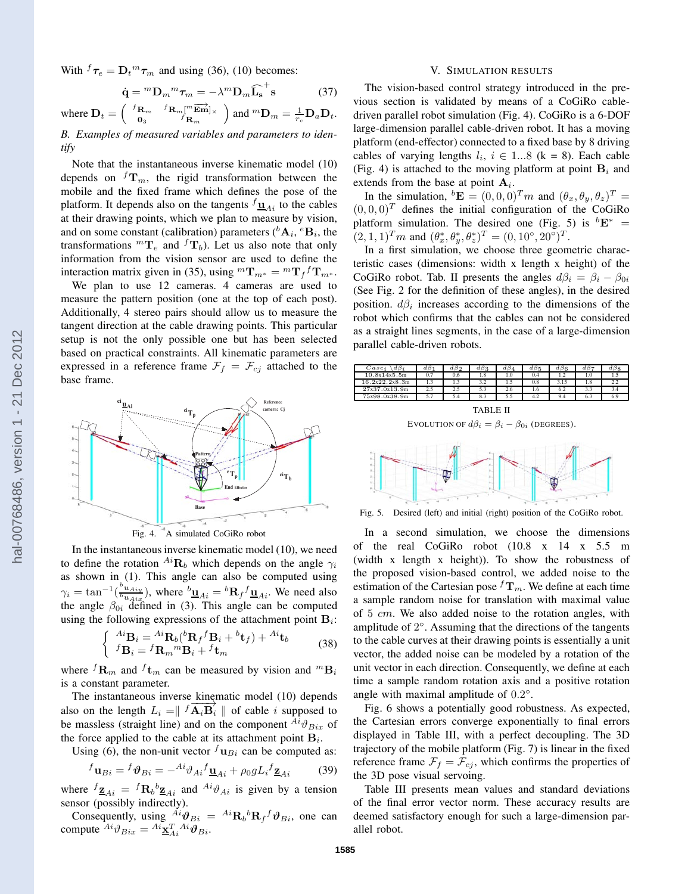With ${}^f\boldsymbol{\tau}_e = \mathbf{D}_t {}^m\boldsymbol{\tau}_m$ and using (36), (10) becomes:

$$\dot{\mathbf{q}} = {}^m\mathbf{D}_m {}^m\boldsymbol{\tau}_m = -\lambda {}^m\mathbf{D}_m \widehat{\mathbf{L_s}}^+ \mathbf{s} \tag{37}$$

where $\mathbf{D}_t = \begin{pmatrix} {}^f\mathbf{R}_m & {}^f\mathbf{R}_m [{}^m\overrightarrow{\mathbf{Em}}]_\times \\ \mathbf{0}_3 & {}^f\mathbf{R}_m \end{pmatrix}$ and ${}^m\mathbf{D}_m = \frac{1}{r_c}\mathbf{D}_a\mathbf{D}_t$.

### B. Examples of measured variables and parameters to identify

Note that the instantaneous inverse kinematic model (10) depends on ${}^f\mathbf{T}_m$, the rigid transformation between the mobile and the fixed frame which defines the pose of the platform. It depends also on the tangents ${}^f\underline{\mathbf{u}}_{Ai}$ to the cables at their drawing points, which we plan to measure by vision, and on some constant (calibration) parameters (${}^b\mathbf{A}_i$, ${}^e\mathbf{B}_i$, the transformations ${}^m\mathbf{T}_e$ and ${}^f\mathbf{T}_b$). Let us also note that only information from the vision sensor are used to define the interaction matrix given in (35), using ${}^m\mathbf{T}_{m^*} = {}^m\mathbf{T}_f {}^f\mathbf{T}_{m^*}$.

We plan to use 12 cameras. 4 cameras are used to measure the pattern position (one at the top of each post). Additionally, 4 stereo pairs should allow us to measure the tangent direction at the cable drawing points. This particular setup is not the only possible one but has been selected based on practical constraints. All kinematic parameters are expressed in a reference frame $\mathcal{F}_f = \mathcal{F}_{cj}$ attached to the base frame.

Fig. 4. A simulated CoGiRo robot

In the instantaneous inverse kinematic model (10), we need to define the rotation ${}^{Ai}\mathbf{R}_b$ which depends on the angle $\gamma_i$ as shown in (1). This angle can also be computed using $\gamma_i = \tan^{-1}(\frac{{}^b u_{Aiy}}{{}^b u_{Aix}})$, where ${}^b\underline{\mathbf{u}}_{Ai} = {}^b\mathbf{R}_f {}^f\underline{\mathbf{u}}_{Ai}$. We need also the angle $\beta_{0i}$ defined in (3). This angle can be computed using the following expressions of the attachment point $\mathbf{B}_i$:

$$\begin{cases} {}^{Ai}\mathbf{B}_i = {}^{Ai}\mathbf{R}_b({}^b\mathbf{R}_f {}^f\mathbf{B}_i + {}^b\mathbf{t}_f) + {}^{Ai}\mathbf{t}_b \\ {}^f\mathbf{B}_i = {}^f\mathbf{R}_m {}^m\mathbf{B}_i + {}^f\mathbf{t}_m \end{cases} \tag{38}$$

where ${}^f\mathbf{R}_m$ and ${}^f\mathbf{t}_m$ can be measured by vision and ${}^m\mathbf{B}_i$ is a constant parameter.

The instantaneous inverse kinematic model (10) depends also on the length $L_i = \| {}^f\overrightarrow{\mathbf{A}_i\mathbf{B}_i} \|$ of cable $i$ supposed to be massless (straight line) and on the component ${}^{Ai}\vartheta_{Bix}$ of the force applied to the cable at its attachment point $\mathbf{B}_i$.

Using (6), the non-unit vector ${}^f\mathbf{u}_{Bi}$ can be computed as:

$${}^f\mathbf{u}_{Bi} = {}^f\boldsymbol{\vartheta}_{Bi} = -{}^{Ai}\vartheta_{Ai} {}^f\underline{\mathbf{u}}_{Ai} + \rho_0 g L_i {}^f\underline{\mathbf{z}}_{Ai} \tag{39}$$

where ${}^f\underline{\mathbf{z}}_{Ai} = {}^f\mathbf{R}_b {}^b\underline{\mathbf{z}}_{Ai}$ and ${}^{Ai}\vartheta_{Ai}$ is given by a tension sensor (possibly indirectly).

Consequently, using ${}^{Ai}\boldsymbol{\vartheta}_{Bi} = {}^{Ai}\mathbf{R}_b {}^b\mathbf{R}_f {}^f\boldsymbol{\vartheta}_{Bi}$, one can compute ${}^{Ai}\vartheta_{Bix} = {}^{Ai}\underline{\mathbf{x}}_{Ai}^T {}^{Ai}\boldsymbol{\vartheta}_{Bi}$.

## V. Simulation results

The vision-based control strategy introduced in the previous section is validated by means of a CoGiRo cable-driven parallel robot simulation (Fig. 4). CoGiRo is a 6-DOF large-dimension parallel cable-driven robot. It has a moving platform (end-effector) connected to a fixed base by 8 driving cables of varying lengths $l_i$, $i \in 1...8$ (k = 8). Each cable (Fig. 4) is attached to the moving platform at point $\mathbf{B}_i$ and extends from the base at point $\mathbf{A}_i$.

In the simulation, ${}^b\mathbf{E} = (0,0,0)^T m$ and $(\theta_x, \theta_y, \theta_z)^T = (0,0,0)^T$ defines the initial configuration of the CoGiRo platform simulation. The desired one (Fig. 5) is ${}^b\mathbf{E}^* = (2,1,1)^T m$ and $(\theta_x^*, \theta_y^*, \theta_z^*)^T = (0, 10°, 20°)^T$.

In a first simulation, we choose three geometric characteristic cases (dimensions: width x length x height) of the CoGiRo robot. Tab. II presents the angles $d\beta_i = \beta_i - \beta_{0i}$ (See Fig. 2 for the definition of these angles), in the desired position. $d\beta_i$ increases according to the dimensions of the robot which confirms that the cables can not be considered as a straight lines segments, in the case of a large-dimension parallel cable-driven robots.

| $Case_i \backslash d\beta_i$ | $d\beta_1$ | $d\beta_2$ | $d\beta_3$ | $d\beta_4$ | $d\beta_5$ | $d\beta_6$ | $d\beta_7$ | $d\beta_8$ |
|---|---|---|---|---|---|---|---|---|
| 10.8x14x5.5m | 0.7 | 0.6 | 1.8 | 1.0 | 0.4 | 1.2 | 1.0 | 1.5 |
| 16.2x22.2x8.3m | 1.3 | 1.3 | 3.2 | 1.5 | 0.8 | 3.15 | 1.8 | 2.2 |
| 27x37.0x13.9m | 2.5 | 2.5 | 5.3 | 2.6 | 1.6 | 6.2 | 3.3 | 3.4 |
| 75x98.0x38.9m | 5.7 | 5.4 | 8.3 | 5.5 | 4.2 | 9.4 | 6.3 | 6.9 |

TABLE II

Evolution of $d\beta_i = \beta_i - \beta_{0i}$ (degrees).

Fig. 5. Desired (left) and initial (right) position of the CoGiRo robot.

In a second simulation, we choose the dimensions of the real CoGiRo robot (10.8 x 14 x 5.5 m (width x length x height)). To show the robustness of the proposed vision-based control, we added noise to the estimation of the Cartesian pose ${}^f\mathbf{T}_m$. We define at each time a sample random noise for translation with maximal value of 5 $cm$. We also added noise to the rotation angles, with amplitude of $2°$. Assuming that the directions of the tangents to the cable curves at their drawing points is essentially a unit vector, the added noise can be modeled by a rotation of the unit vector in each direction. Consequently, we define at each time a sample random rotation axis and a positive rotation angle with maximal amplitude of $0.2°$.

Fig. 6 shows a potentially good robustness. As expected, the Cartesian errors converge exponentially to final errors displayed in Table III, with a perfect decoupling. The 3D trajectory of the mobile platform (Fig. 7) is linear in the fixed reference frame $\mathcal{F}_f = \mathcal{F}_{cj}$, which confirms the properties of the 3D pose visual servoing.

Table III presents mean values and standard deviations of the final error vector norm. These accuracy results are deemed satisfactory enough for such a large-dimension parallel robot.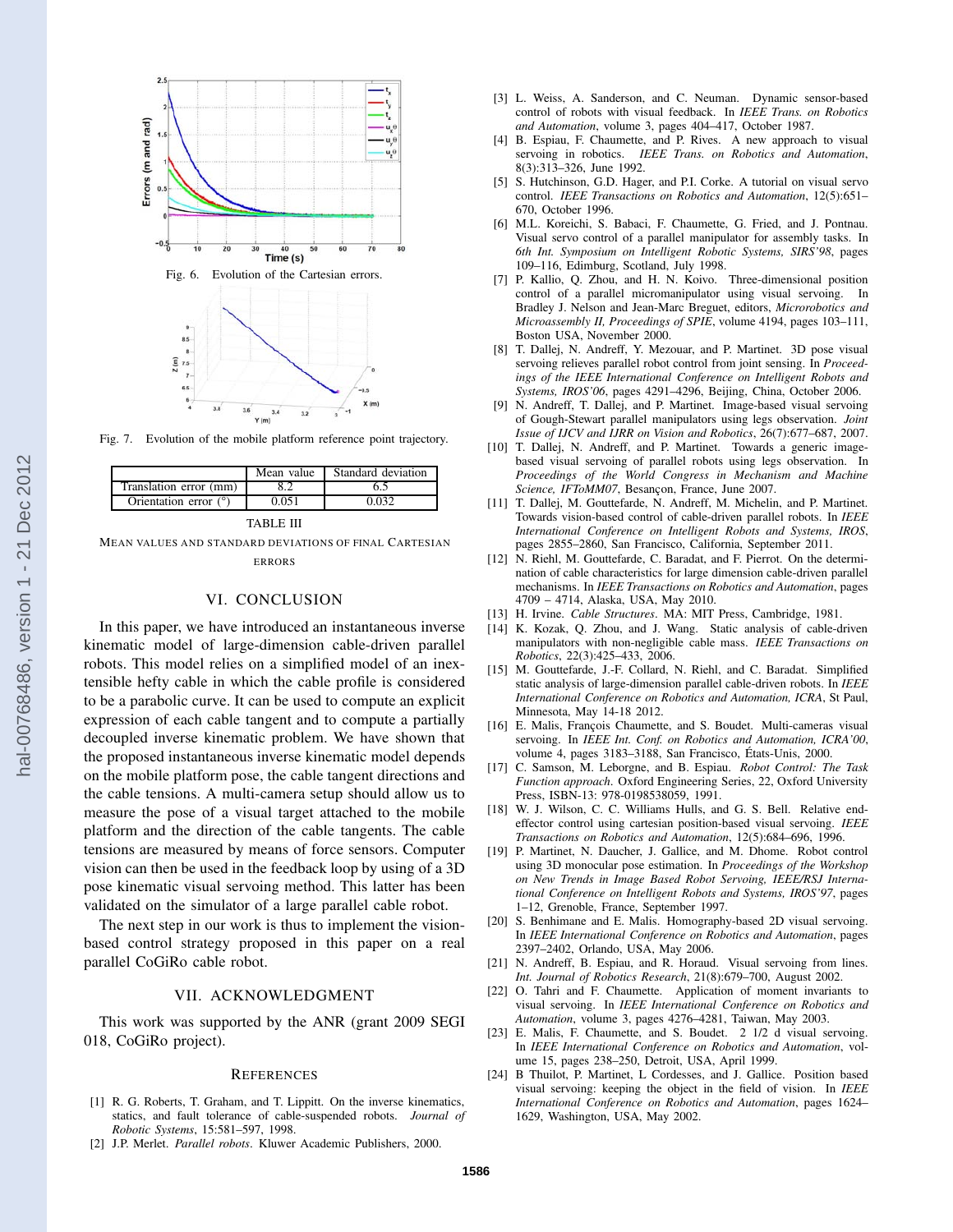2.5

2

1.5

1

0.5

0

−0.5

Errors (m and rad)

0 10 20 30 40 50 60 70 80

Time (s)

$t_x$

$t_y$

$t_z$

$u_x\theta$

$u_y\theta$

$u_z\theta$

Fig. 6. Evolution of the Cartesian errors.

9

8.5

8

7.5

7

6.5

6

Z (m)

4 3.8 3.6 3.4 3.2 3

Y (m)

0

−0.5

−1

X (m)

Fig. 7. Evolution of the mobile platform reference point trajectory.

| | Mean value | Standard deviation |
|---|---|---|
| Translation error (mm) | 8.2 | 6.5 |
| Orientation error (°) | 0.051 | 0.032 |

TABLE III

MEAN VALUES AND STANDARD DEVIATIONS OF FINAL CARTESIAN ERRORS

## VI. CONCLUSION

In this paper, we have introduced an instantaneous inverse kinematic model of large-dimension cable-driven parallel robots. This model relies on a simplified model of an inextensible hefty cable in which the cable profile is considered to be a parabolic curve. It can be used to compute an explicit expression of each cable tangent and to compute a partially decoupled inverse kinematic problem. We have shown that the proposed instantaneous inverse kinematic model depends on the mobile platform pose, the cable tangent directions and the cable tensions. A multi-camera setup should allow us to measure the pose of a visual target attached to the mobile platform and the direction of the cable tangents. The cable tensions are measured by means of force sensors. Computer vision can then be used in the feedback loop by using of a 3D pose kinematic visual servoing method. This latter has been validated on the simulator of a large parallel cable robot.

The next step in our work is thus to implement the vision-based control strategy proposed in this paper on a real parallel CoGiRo cable robot.

## VII. ACKNOWLEDGMENT

This work was supported by the ANR (grant 2009 SEGI 018, CoGiRo project).

## REFERENCES

[1] R. G. Roberts, T. Graham, and T. Lippitt. On the inverse kinematics, statics, and fault tolerance of cable-suspended robots. *Journal of Robotic Systems*, 15:581–597, 1998.

[2] J.P. Merlet. *Parallel robots*. Kluwer Academic Publishers, 2000.

[3] L. Weiss, A. Sanderson, and C. Neuman. Dynamic sensor-based control of robots with visual feedback. In *IEEE Trans. on Robotics and Automation*, volume 3, pages 404–417, October 1987.

[4] B. Espiau, F. Chaumette, and P. Rives. A new approach to visual servoing in robotics. *IEEE Trans. on Robotics and Automation*, 8(3):313–326, June 1992.

[5] S. Hutchinson, G.D. Hager, and P.I. Corke. A tutorial on visual servo control. *IEEE Transactions on Robotics and Automation*, 12(5):651–670, October 1996.

[6] M.L. Koreichi, S. Babaci, F. Chaumette, G. Fried, and J. Pontnau. Visual servo control of a parallel manipulator for assembly tasks. In *6th Int. Symposium on Intelligent Robotic Systems, SIRS'98*, pages 109–116, Edimburg, Scotland, July 1998.

[7] P. Kallio, Q. Zhou, and H. N. Koivo. Three-dimensional position control of a parallel micromanipulator using visual servoing. In Bradley J. Nelson and Jean-Marc Breguet, editors, *Microrobotics and Microassembly II, Proceedings of SPIE*, volume 4194, pages 103–111, Boston USA, November 2000.

[8] T. Dallej, N. Andreff, Y. Mezouar, and P. Martinet. 3D pose visual servoing relieves parallel robot control from joint sensing. In *Proceedings of the IEEE International Conference on Intelligent Robots and Systems, IROS'06*, pages 4291–4296, Beijing, China, October 2006.

[9] N. Andreff, T. Dallej, and P. Martinet. Image-based visual servoing of Gough-Stewart parallel manipulators using legs observation. *Joint Issue of IJCV and IJRR on Vision and Robotics*, 26(7):677–687, 2007.

[10] T. Dallej, N. Andreff, and P. Martinet. Towards a generic image-based visual servoing of parallel robots using legs observation. In *Proceedings of the World Congress in Mechanism and Machine Science, IFToMM07*, Besançon, France, June 2007.

[11] T. Dallej, M. Gouttefarde, N. Andreff, M. Michelin, and P. Martinet. Towards vision-based control of cable-driven parallel robots. In *IEEE International Conference on Intelligent Robots and Systems, IROS*, pages 2855–2860, San Francisco, California, September 2011.

[12] N. Riehl, M. Gouttefarde, C. Baradat, and F. Pierrot. On the determination of cable characteristics for large dimension cable-driven parallel mechanisms. In *IEEE Transactions on Robotics and Automation*, pages 4709 – 4714, Alaska, USA, May 2010.

[13] H. Irvine. *Cable Structures*. MA: MIT Press, Cambridge, 1981.

[14] K. Kozak, Q. Zhou, and J. Wang. Static analysis of cable-driven manipulators with non-negligible cable mass. *IEEE Transactions on Robotics*, 22(3):425–433, 2006.

[15] M. Gouttefarde, J.-F. Collard, N. Riehl, and C. Baradat. Simplified static analysis of large-dimension parallel cable-driven robots. In *IEEE International Conference on Robotics and Automation, ICRA*, St Paul, Minnesota, May 14-18 2012.

[16] E. Malis, François Chaumette, and S. Boudet. Multi-cameras visual servoing. In *IEEE Int. Conf. on Robotics and Automation, ICRA'00*, volume 4, pages 3183–3188, San Francisco, États-Unis, 2000.

[17] C. Samson, M. Leborgne, and B. Espiau. *Robot Control: The Task Function approach*. Oxford Engineering Series, 22, Oxford University Press, ISBN-13: 978-0198538059, 1991.

[18] W. J. Wilson, C. C. Williams Hulls, and G. S. Bell. Relative end-effector control using cartesian position-based visual servoing. *IEEE Transactions on Robotics and Automation*, 12(5):684–696, 1996.

[19] P. Martinet, N. Daucher, J. Gallice, and M. Dhome. Robot control using 3D monocular pose estimation. In *Proceedings of the Workshop on New Trends in Image Based Robot Servoing, IEEE/RSJ International Conference on Intelligent Robots and Systems, IROS'97*, pages 1–12, Grenoble, France, September 1997.

[20] S. Benhimane and E. Malis. Homography-based 2D visual servoing. In *IEEE International Conference on Robotics and Automation*, pages 2397–2402, Orlando, USA, May 2006.

[21] N. Andreff, B. Espiau, and R. Horaud. Visual servoing from lines. *Int. Journal of Robotics Research*, 21(8):679–700, August 2002.

[22] O. Tahri and F. Chaumette. Application of moment invariants to visual servoing. In *IEEE International Conference on Robotics and Automation*, volume 3, pages 4276–4281, Taiwan, May 2003.

[23] E. Malis, F. Chaumette, and S. Boudet. 2 1/2 d visual servoing. In *IEEE International Conference on Robotics and Automation*, volume 15, pages 238–250, Detroit, USA, April 1999.

[24] B Thuilot, P. Martinet, L Cordesses, and J. Gallice. Position based visual servoing: keeping the object in the field of vision. In *IEEE International Conference on Robotics and Automation*, pages 1624–1629, Washington, USA, May 2002.